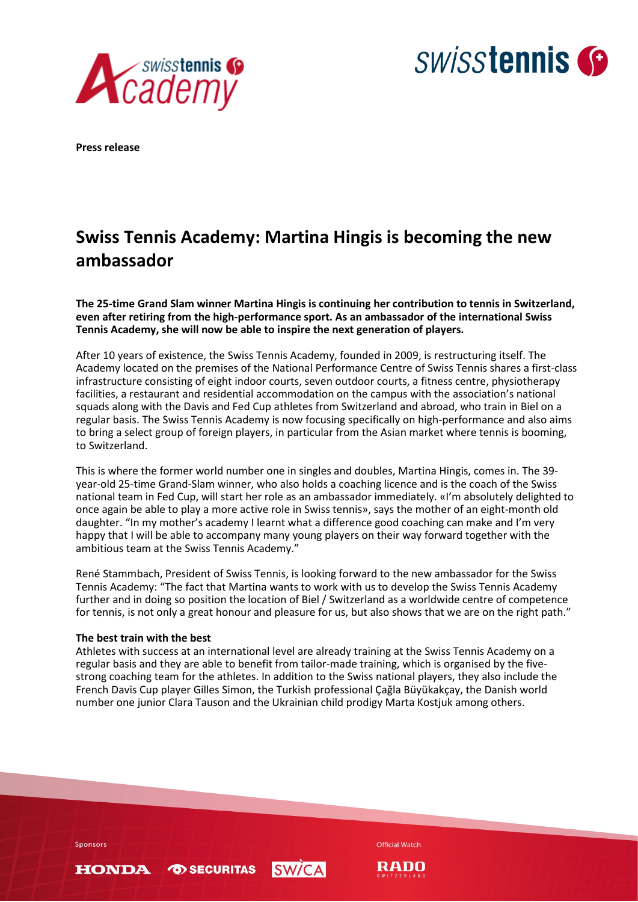**Press release**

# Swiss Tennis Academy: Martina Hingis is becoming the new ambassador

**The 25-time Grand Slam winner Martina Hingis is continuing her contribution to tennis in Switzerland, even after retiring from the high-performance sport. As an ambassador of the international Swiss Tennis Academy, she will now be able to inspire the next generation of players.**

After 10 years of existence, the Swiss Tennis Academy, founded in 2009, is restructuring itself. The Academy located on the premises of the National Performance Centre of Swiss Tennis shares a first-class infrastructure consisting of eight indoor courts, seven outdoor courts, a fitness centre, physiotherapy facilities, a restaurant and residential accommodation on the campus with the association's national squads along with the Davis and Fed Cup athletes from Switzerland and abroad, who train in Biel on a regular basis. The Swiss Tennis Academy is now focusing specifically on high-performance and also aims to bring a select group of foreign players, in particular from the Asian market where tennis is booming, to Switzerland.

This is where the former world number one in singles and doubles, Martina Hingis, comes in. The 39-year-old 25-time Grand-Slam winner, who also holds a coaching licence and is the coach of the Swiss national team in Fed Cup, will start her role as an ambassador immediately. «I'm absolutely delighted to once again be able to play a more active role in Swiss tennis», says the mother of an eight-month old daughter. "In my mother's academy I learnt what a difference good coaching can make and I'm very happy that I will be able to accompany many young players on their way forward together with the ambitious team at the Swiss Tennis Academy."

René Stammbach, President of Swiss Tennis, is looking forward to the new ambassador for the Swiss Tennis Academy: "The fact that Martina wants to work with us to develop the Swiss Tennis Academy further and in doing so position the location of Biel / Switzerland as a worldwide centre of competence for tennis, is not only a great honour and pleasure for us, but also shows that we are on the right path."

**The best train with the best**

Athletes with success at an international level are already training at the Swiss Tennis Academy on a regular basis and they are able to benefit from tailor-made training, which is organised by the five-strong coaching team for the athletes. In addition to the Swiss national players, they also include the French Davis Cup player Gilles Simon, the Turkish professional Çağla Büyükakçay, the Danish world number one junior Clara Tauson and the Ukrainian child prodigy Marta Kostjuk among others.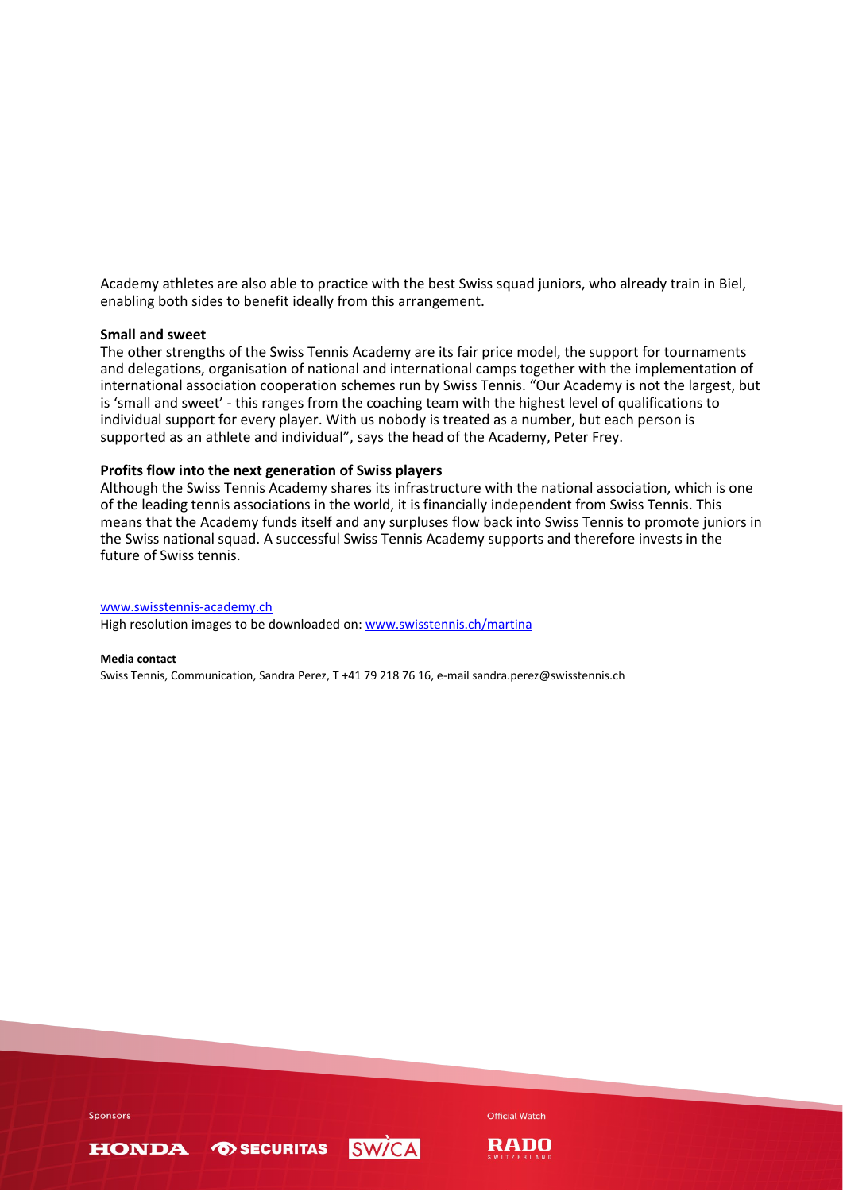Academy athletes are also able to practice with the best Swiss squad juniors, who already train in Biel, enabling both sides to benefit ideally from this arrangement.

**Small and sweet**

The other strengths of the Swiss Tennis Academy are its fair price model, the support for tournaments and delegations, organisation of national and international camps together with the implementation of international association cooperation schemes run by Swiss Tennis. “Our Academy is not the largest, but is ‘small and sweet’ - this ranges from the coaching team with the highest level of qualifications to individual support for every player. With us nobody is treated as a number, but each person is supported as an athlete and individual”, says the head of the Academy, Peter Frey.

**Profits flow into the next generation of Swiss players**

Although the Swiss Tennis Academy shares its infrastructure with the national association, which is one of the leading tennis associations in the world, it is financially independent from Swiss Tennis. This means that the Academy funds itself and any surpluses flow back into Swiss Tennis to promote juniors in the Swiss national squad. A successful Swiss Tennis Academy supports and therefore invests in the future of Swiss tennis.

[www.swisstennis-academy.ch](http://www.swisstennis-academy.ch)

High resolution images to be downloaded on: [www.swisstennis.ch/martina](http://www.swisstennis.ch/martina)

**Media contact**

Swiss Tennis, Communication, Sandra Perez, T +41 79 218 76 16, e-mail sandra.perez@swisstennis.ch

Sponsors

HONDA SECURITAS SWICA

Official Watch

RADO SWITZERLAND